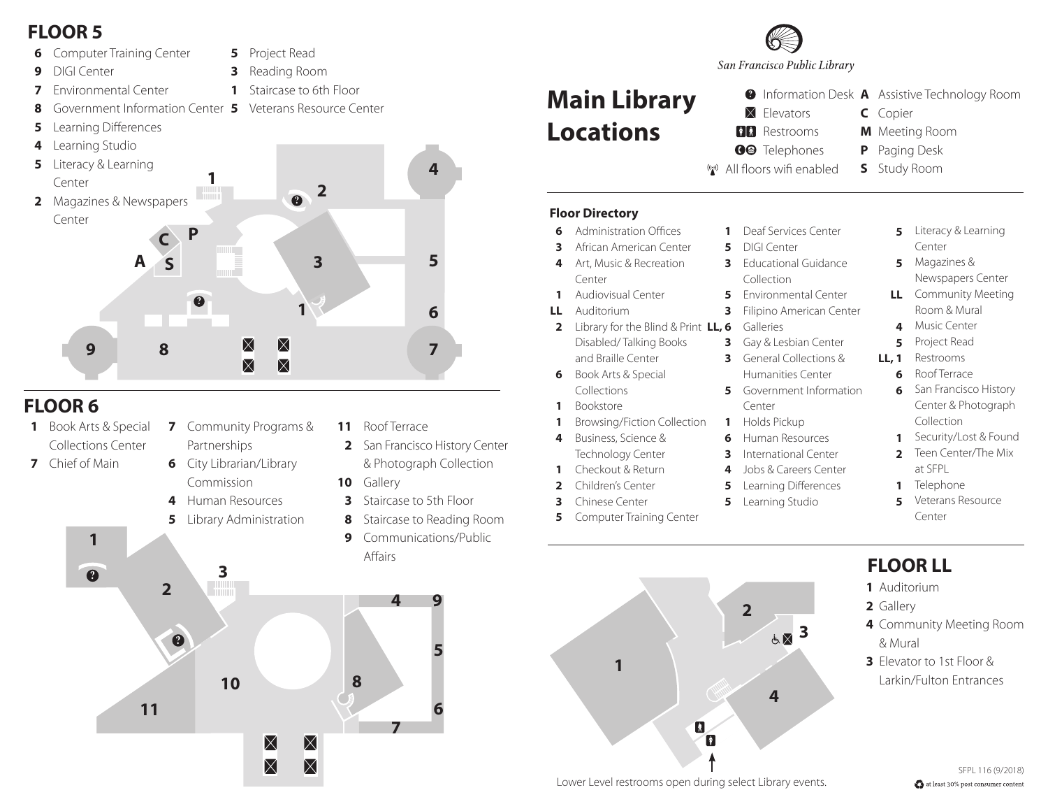## FLOOR 5

- **6** Computer Training Center
- **9** DIGI Center
- **7** Environmental Center
- **8** Government Information Center
- **5** Learning Differences
- **4** Learning Studio
- **5** Literacy & Learning Center
- **2** Magazines & Newspapers Center
- **5** Project Read
- **3** Reading Room
- **1** Staircase to 6th Floor
- **5** Veterans Resource Center

## FLOOR 6

- **1** Book Arts & Special Collections Center
- **7** Chief of Main
- **7** Community Programs & Partnerships
- **6** City Librarian/Library Commission
- **4** Human Resources
- **5** Library Administration
- **11** Roof Terrace
- **2** San Francisco History Center & Photograph Collection
- **10** Gallery
- **3** Staircase to 5th Floor
- **8** Staircase to Reading Room
- **9** Communications/Public Affairs

*San Francisco Public Library*

# Main Library Locations

- Information Desk
- Elevators
- Restrooms
- Telephones
- All floors wifi enabled
- **A** Assistive Technology Room
- **C** Copier
- **M** Meeting Room
- **P** Paging Desk
- **S** Study Room

### Floor Directory

- **6** Administration Offices
- **3** African American Center
- **4** Art, Music & Recreation Center
- **1** Audiovisual Center
- **LL** Auditorium
- **2** Library for the Blind & Print Disabled/Talking Books and Braille Center
- **6** Book Arts & Special Collections
- **1** Bookstore
- **1** Browsing/Fiction Collection
- **4** Business, Science & Technology Center
- **1** Checkout & Return
- **2** Children's Center
- **3** Chinese Center
- **5** Computer Training Center
- **1** Deaf Services Center
- **5** DIGI Center
- **3** Educational Guidance Collection
- **5** Environmental Center
- **3** Filipino American Center
- **LL, 6** Galleries
- **3** Gay & Lesbian Center
- **3** General Collections & Humanities Center
- **5** Government Information Center
- **1** Holds Pickup
- **6** Human Resources
- **3** International Center
- **4** Jobs & Careers Center
- **5** Learning Differences
- **5** Learning Studio
- **5** Literacy & Learning Center
- **5** Magazines & Newspapers Center
- **LL** Community Meeting Room & Mural
- **4** Music Center
- **5** Project Read
- **LL, 1** Restrooms
- **6** Roof Terrace
- **6** San Francisco History Center & Photograph Collection
- **1** Security/Lost & Found
- **2** Teen Center/The Mix at SFPL
- **1** Telephone
- **5** Veterans Resource Center

## FLOOR LL

- **1** Auditorium
- **2** Gallery
- **4** Community Meeting Room & Mural
- **3** Elevator to 1st Floor & Larkin/Fulton Entrances

Lower Level restrooms open during select Library events.

SFPL 116 (9/2018)

at least 30% post consumer content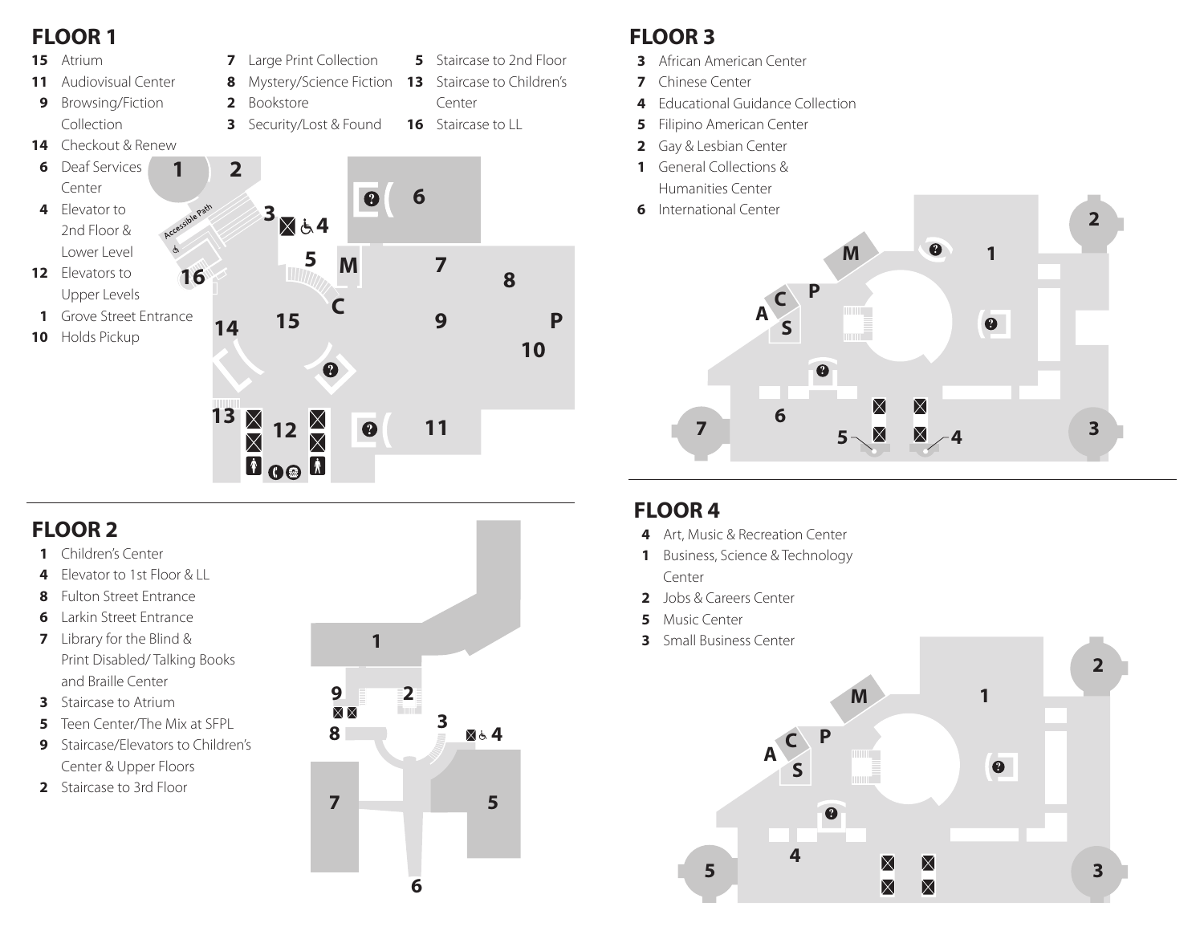## FLOOR 1

- **15** Atrium
- **11** Audiovisual Center
- **9** Browsing/Fiction Collection
- **14** Checkout & Renew
- **6** Deaf Services Center
- **4** Elevator to 2nd Floor & Lower Level
- **12** Elevators to Upper Levels
- **1** Grove Street Entrance
- **10** Holds Pickup
- **7** Large Print Collection
- **8** Mystery/Science Fiction
- **2** Bookstore
- **3** Security/Lost & Found
- **5** Staircase to 2nd Floor
- **13** Staircase to Children's Center
- **16** Staircase to LL

Accessible Path

1 2 3 4 5 M 6 7 8 16 14 15 C 9 P 10 13 12 11

## FLOOR 3

- **3** African American Center
- **7** Chinese Center
- **4** Educational Guidance Collection
- **5** Filipino American Center
- **2** Gay & Lesbian Center
- **1** General Collections & Humanities Center
- **6** International Center

2 M 1 C P A S 6 7 5 4 3

## FLOOR 2

- **1** Children's Center
- **4** Elevator to 1st Floor & LL
- **8** Fulton Street Entrance
- **6** Larkin Street Entrance
- **7** Library for the Blind & Print Disabled/ Talking Books and Braille Center
- **3** Staircase to Atrium
- **5** Teen Center/The Mix at SFPL
- **9** Staircase/Elevators to Children's Center & Upper Floors
- **2** Staircase to 3rd Floor

1 9 2 8 3 4 7 5 6

## FLOOR 4

- **4** Art, Music & Recreation Center
- **1** Business, Science & Technology Center
- **2** Jobs & Careers Center
- **5** Music Center
- **3** Small Business Center

2 M 1 C P A S 4 5 3